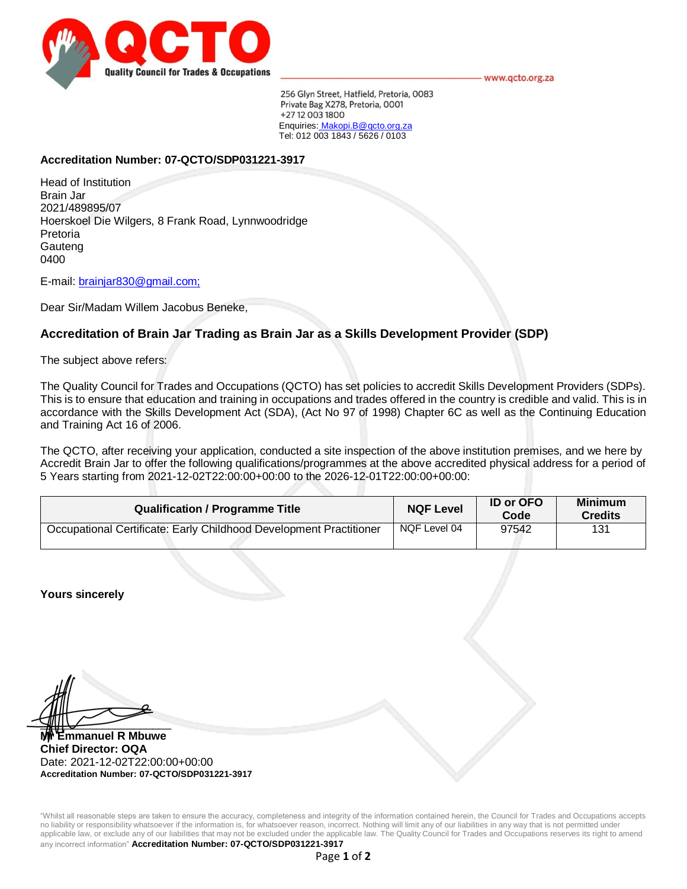**QCTO**
**Quality Council for Trades & Occupations**

www.qcto.org.za

256 Glyn Street, Hatfield, Pretoria, 0083
Private Bag X278, Pretoria, 0001
+27 12 003 1800
Enquiries: Makopi.B@qcto.org.za
Tel: 012 003 1843 / 5626 / 0103

**Accreditation Number: 07-QCTO/SDP031221-3917**

Head of Institution
Brain Jar
2021/489895/07
Hoerskoel Die Wilgers, 8 Frank Road, Lynnwoodridge
Pretoria
Gauteng
0400

E-mail: brainjar830@gmail.com;

Dear Sir/Madam Willem Jacobus Beneke,

**Accreditation of Brain Jar Trading as Brain Jar as a Skills Development Provider (SDP)**

The subject above refers:

The Quality Council for Trades and Occupations (QCTO) has set policies to accredit Skills Development Providers (SDPs). This is to ensure that education and training in occupations and trades offered in the country is credible and valid. This is in accordance with the Skills Development Act (SDA), (Act No 97 of 1998) Chapter 6C as well as the Continuing Education and Training Act 16 of 2006.

The QCTO, after receiving your application, conducted a site inspection of the above institution premises, and we here by Accredit Brain Jar to offer the following qualifications/programmes at the above accredited physical address for a period of 5 Years starting from 2021-12-02T22:00:00+00:00 to the 2026-12-01T22:00:00+00:00:

| Qualification / Programme Title | NQF Level | ID or OFO Code | Minimum Credits |
|---|---|---|---|
| Occupational Certificate: Early Childhood Development Practitioner | NQF Level 04 | 97542 | 131 |

**Yours sincerely**

**Mr Emmanuel R Mbuwe**
**Chief Director: OQA**
Date: 2021-12-02T22:00:00+00:00
**Accreditation Number: 07-QCTO/SDP031221-3917**

"Whilst all reasonable steps are taken to ensure the accuracy, completeness and integrity of the information contained herein, the Council for Trades and Occupations accepts no liability or responsibility whatsoever if the information is, for whatsoever reason, incorrect. Nothing will limit any of our liabilities in any way that is not permitted under applicable law, or exclude any of our liabilities that may not be excluded under the applicable law. The Quality Council for Trades and Occupations reserves its right to amend any incorrect information" **Accreditation Number: 07-QCTO/SDP031221-3917**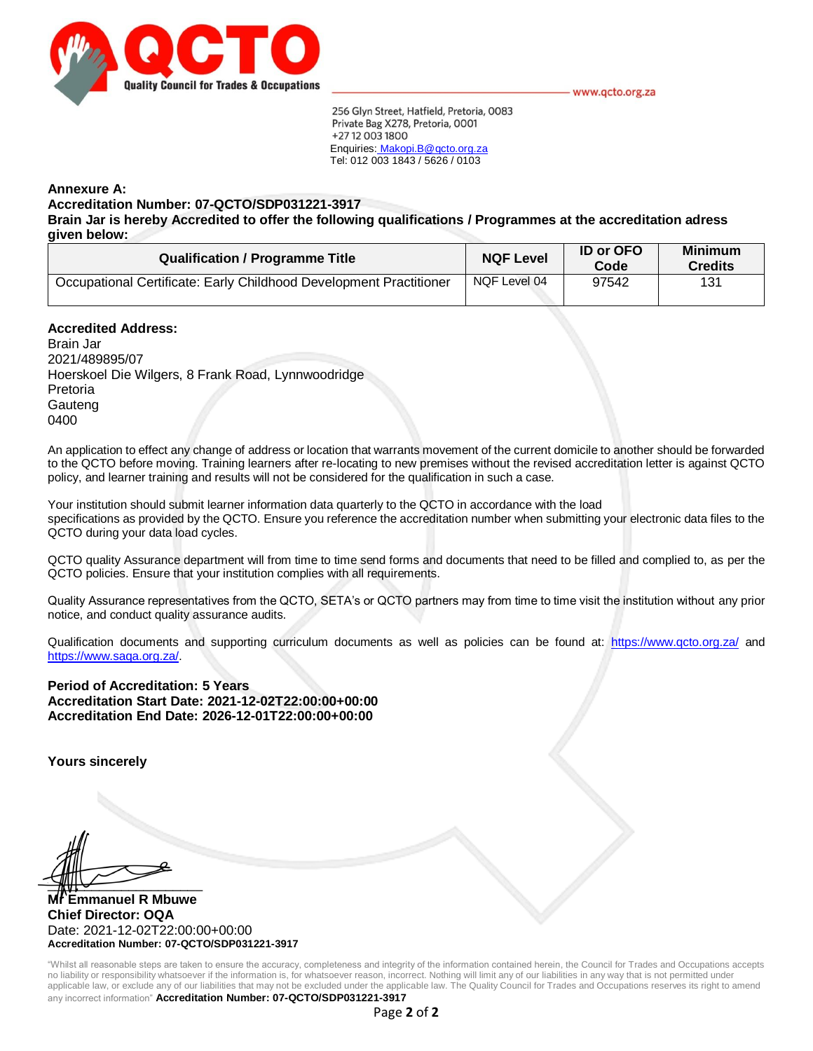# QCTO

Quality Council for Trades & Occupations

www.qcto.org.za

256 Glyn Street, Hatfield, Pretoria, 0083
Private Bag X278, Pretoria, 0001
+27 12 003 1800
Enquiries: Makopi.B@qcto.org.za
Tel: 012 003 1843 / 5626 / 0103

**Annexure A:**
**Accreditation Number: 07-QCTO/SDP031221-3917**
**Brain Jar is hereby Accredited to offer the following qualifications / Programmes at the accreditation adress given below:**

| Qualification / Programme Title | NQF Level | ID or OFO Code | Minimum Credits |
|---|---|---|---|
| Occupational Certificate: Early Childhood Development Practitioner | NQF Level 04 | 97542 | 131 |

**Accredited Address:**
Brain Jar
2021/489895/07
Hoerskoel Die Wilgers, 8 Frank Road, Lynnwoodridge
Pretoria
Gauteng
0400

An application to effect any change of address or location that warrants movement of the current domicile to another should be forwarded to the QCTO before moving. Training learners after re-locating to new premises without the revised accreditation letter is against QCTO policy, and learner training and results will not be considered for the qualification in such a case.

Your institution should submit learner information data quarterly to the QCTO in accordance with the load specifications as provided by the QCTO. Ensure you reference the accreditation number when submitting your electronic data files to the QCTO during your data load cycles.

QCTO quality Assurance department will from time to time send forms and documents that need to be filled and complied to, as per the QCTO policies. Ensure that your institution complies with all requirements.

Quality Assurance representatives from the QCTO, SETA's or QCTO partners may from time to time visit the institution without any prior notice, and conduct quality assurance audits.

Qualification documents and supporting curriculum documents as well as policies can be found at: https://www.qcto.org.za/ and https://www.saqa.org.za/.

**Period of Accreditation: 5 Years**
**Accreditation Start Date: 2021-12-02T22:00:00+00:00**
**Accreditation End Date: 2026-12-01T22:00:00+00:00**

**Yours sincerely**

**Mr Emmanuel R Mbuwe**
**Chief Director: OQA**
Date: 2021-12-02T22:00:00+00:00
**Accreditation Number: 07-QCTO/SDP031221-3917**

"Whilst all reasonable steps are taken to ensure the accuracy, completeness and integrity of the information contained herein, the Council for Trades and Occupations accepts no liability or responsibility whatsoever if the information is, for whatsoever reason, incorrect. Nothing will limit any of our liabilities in any way that is not permitted under applicable law, or exclude any of our liabilities that may not be excluded under the applicable law. The Quality Council for Trades and Occupations reserves its right to amend any incorrect information" **Accreditation Number: 07-QCTO/SDP031221-3917**